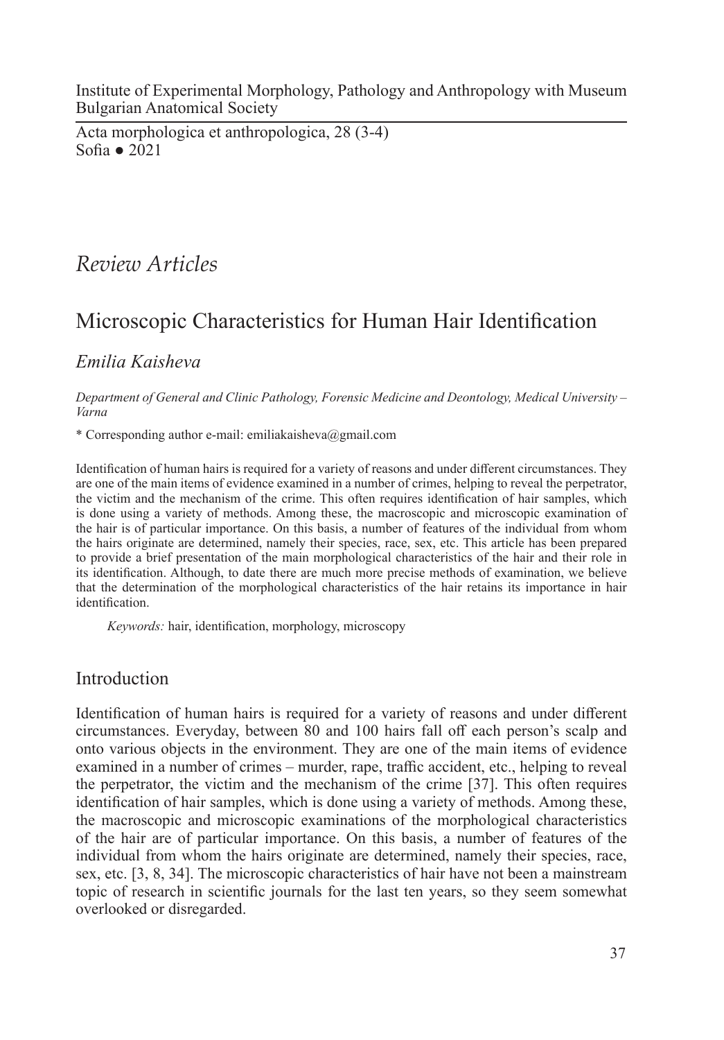Institute of Experimental Morphology, Pathology and Anthropology with Museum
Bulgarian Anatomical Society

Acta morphologica et anthropologica, 28 (3-4)
Sofia ● 2021

*Review Articles*

# Microscopic Characteristics for Human Hair Identification

*Emilia Kaisheva*

*Department of General and Clinic Pathology, Forensic Medicine and Deontology, Medical University – Varna*

* Corresponding author e-mail: emiliakaisheva@gmail.com

Identification of human hairs is required for a variety of reasons and under different circumstances. They are one of the main items of evidence examined in a number of crimes, helping to reveal the perpetrator, the victim and the mechanism of the crime. This often requires identification of hair samples, which is done using a variety of methods. Among these, the macroscopic and microscopic examination of the hair is of particular importance. On this basis, a number of features of the individual from whom the hairs originate are determined, namely their species, race, sex, etc. This article has been prepared to provide a brief presentation of the main morphological characteristics of the hair and their role in its identification. Although, to date there are much more precise methods of examination, we believe that the determination of the morphological characteristics of the hair retains its importance in hair identification.

*Keywords:* hair, identification, morphology, microscopy

## Introduction

Identification of human hairs is required for a variety of reasons and under different circumstances. Everyday, between 80 and 100 hairs fall off each person's scalp and onto various objects in the environment. They are one of the main items of evidence examined in a number of crimes – murder, rape, traffic accident, etc., helping to reveal the perpetrator, the victim and the mechanism of the crime [37]. This often requires identification of hair samples, which is done using a variety of methods. Among these, the macroscopic and microscopic examinations of the morphological characteristics of the hair are of particular importance. On this basis, a number of features of the individual from whom the hairs originate are determined, namely their species, race, sex, etc. [3, 8, 34]. The microscopic characteristics of hair have not been a mainstream topic of research in scientific journals for the last ten years, so they seem somewhat overlooked or disregarded.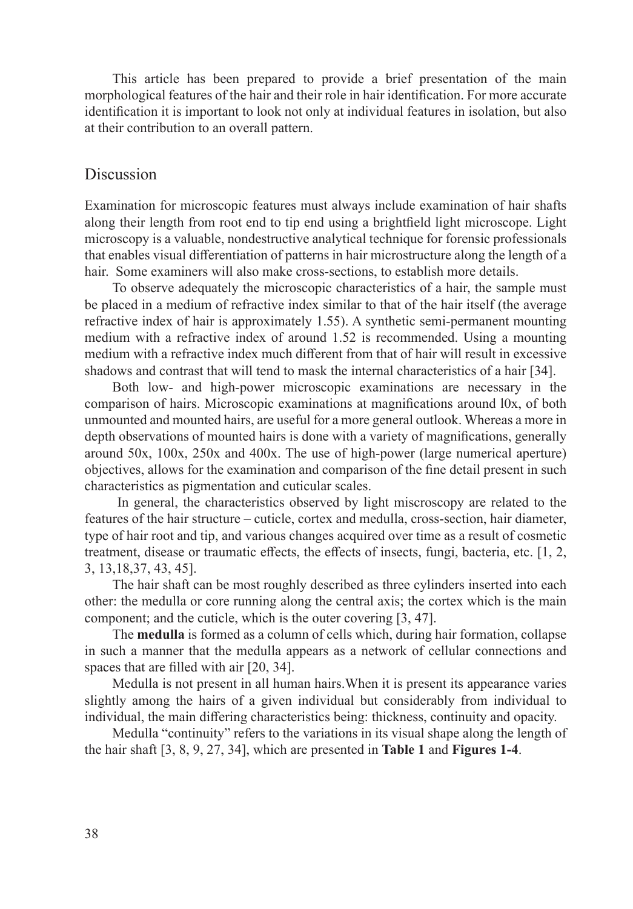This article has been prepared to provide a brief presentation of the main morphological features of the hair and their role in hair identification. For more accurate identification it is important to look not only at individual features in isolation, but also at their contribution to an overall pattern.

## Discussion

Examination for microscopic features must always include examination of hair shafts along their length from root end to tip end using a brightfield light microscope. Light microscopy is a valuable, nondestructive analytical technique for forensic professionals that enables visual differentiation of patterns in hair microstructure along the length of a hair. Some examiners will also make cross-sections, to establish more details.

To observe adequately the microscopic characteristics of a hair, the sample must be placed in a medium of refractive index similar to that of the hair itself (the average refractive index of hair is approximately 1.55). A synthetic semi-permanent mounting medium with a refractive index of around 1.52 is recommended. Using a mounting medium with a refractive index much different from that of hair will result in excessive shadows and contrast that will tend to mask the internal characteristics of a hair [34].

Both low- and high-power microscopic examinations are necessary in the comparison of hairs. Microscopic examinations at magnifications around l0x, of both unmounted and mounted hairs, are useful for a more general outlook. Whereas a more in depth observations of mounted hairs is done with a variety of magnifications, generally around 50x, 100x, 250x and 400x. The use of high-power (large numerical aperture) objectives, allows for the examination and comparison of the fine detail present in such characteristics as pigmentation and cuticular scales.

In general, the characteristics observed by light miscroscopy are related to the features of the hair structure – cuticle, cortex and medulla, cross-section, hair diameter, type of hair root and tip, and various changes acquired over time as a result of cosmetic treatment, disease or traumatic effects, the effects of insects, fungi, bacteria, etc. [1, 2, 3, 13,18,37, 43, 45].

The hair shaft can be most roughly described as three cylinders inserted into each other: the medulla or core running along the central axis; the cortex which is the main component; and the cuticle, which is the outer covering [3, 47].

The **medulla** is formed as a column of cells which, during hair formation, collapse in such a manner that the medulla appears as a network of cellular connections and spaces that are filled with air [20, 34].

Medulla is not present in all human hairs.When it is present its appearance varies slightly among the hairs of a given individual but considerably from individual to individual, the main differing characteristics being: thickness, continuity and opacity.

Medulla "continuity" refers to the variations in its visual shape along the length of the hair shaft [3, 8, 9, 27, 34], which are presented in **Table 1** and **Figures 1-4**.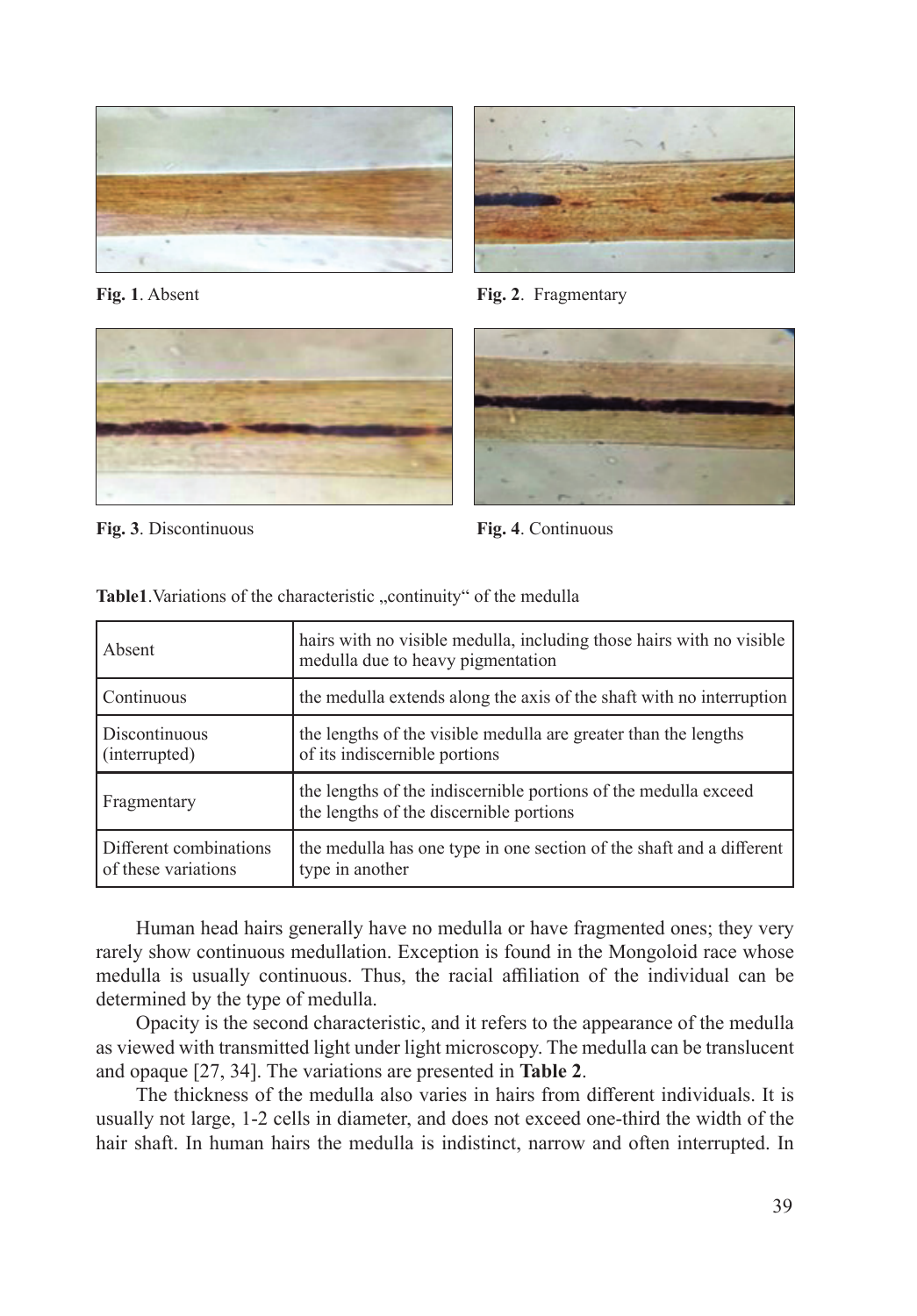**Fig. 1**. Absent

**Fig. 2**. Fragmentary

**Fig. 3**. Discontinuous

**Fig. 4**. Continuous

**Table1**.Variations of the characteristic „continuity“ of the medulla

| | |
|---|---|
| Absent | hairs with no visible medulla, including those hairs with no visible medulla due to heavy pigmentation |
| Continuous | the medulla extends along the axis of the shaft with no interruption |
| Discontinuous (interrupted) | the lengths of the visible medulla are greater than the lengths of its indiscernible portions |
| Fragmentary | the lengths of the indiscernible portions of the medulla exceed the lengths of the discernible portions |
| Different combinations of these variations | the medulla has one type in one section of the shaft and a different type in another |

Human head hairs generally have no medulla or have fragmented ones; they very rarely show continuous medullation. Exception is found in the Mongoloid race whose medulla is usually continuous. Thus, the racial affiliation of the individual can be determined by the type of medulla.

Opacity is the second characteristic, and it refers to the appearance of the medulla as viewed with transmitted light under light microscopy. The medulla can be translucent and opaque [27, 34]. The variations are presented in **Table 2**.

The thickness of the medulla also varies in hairs from different individuals. It is usually not large, 1-2 cells in diameter, and does not exceed one-third the width of the hair shaft. In human hairs the medulla is indistinct, narrow and often interrupted. In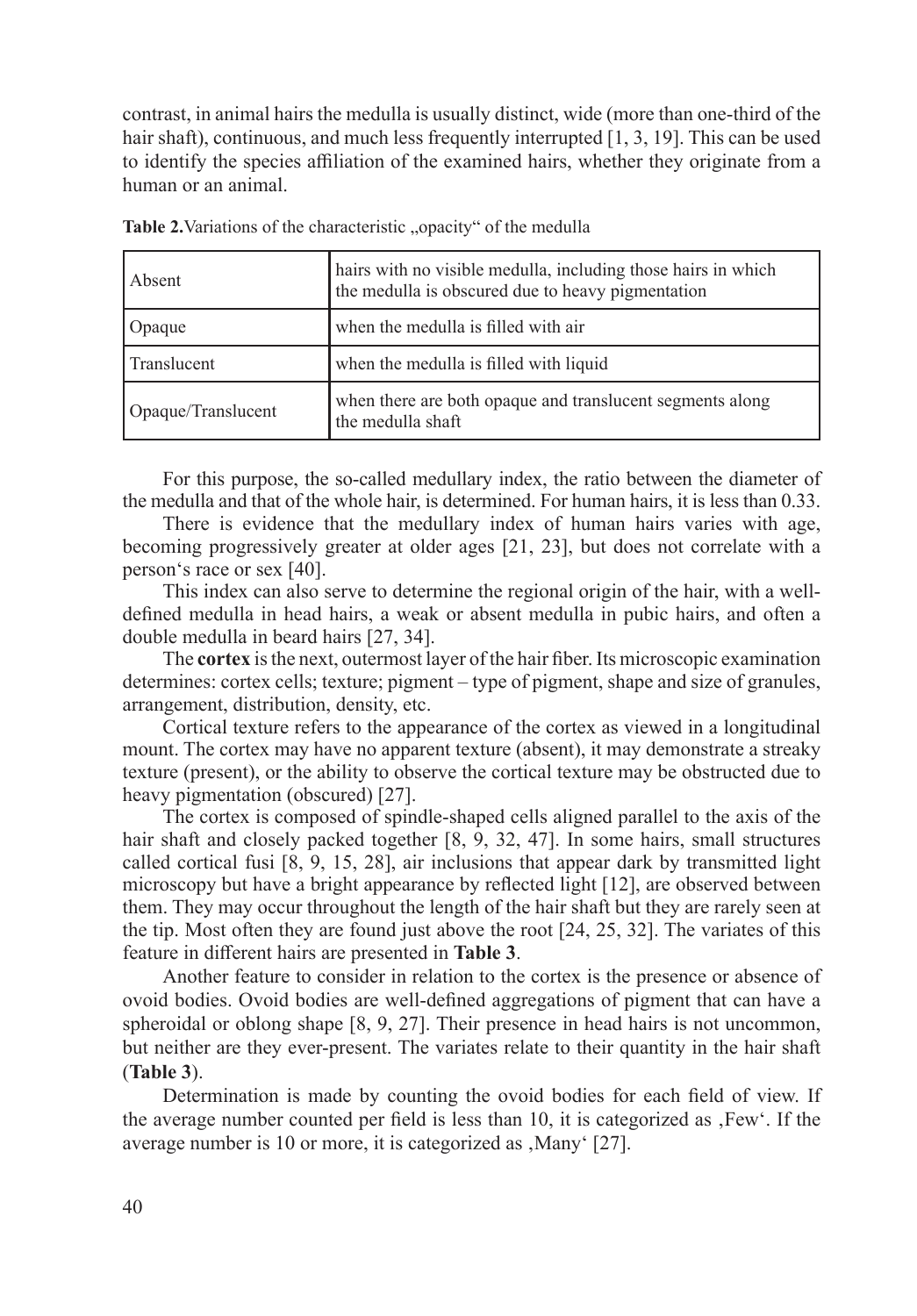contrast, in animal hairs the medulla is usually distinct, wide (more than one-third of the hair shaft), continuous, and much less frequently interrupted [1, 3, 19]. This can be used to identify the species affiliation of the examined hairs, whether they originate from a human or an animal.

**Table 2.** Variations of the characteristic „opacity" of the medulla

| | |
|---|---|
| Absent | hairs with no visible medulla, including those hairs in which the medulla is obscured due to heavy pigmentation |
| Opaque | when the medulla is filled with air |
| Translucent | when the medulla is filled with liquid |
| Opaque/Translucent | when there are both opaque and translucent segments along the medulla shaft |

For this purpose, the so-called medullary index, the ratio between the diameter of the medulla and that of the whole hair, is determined. For human hairs, it is less than 0.33.

There is evidence that the medullary index of human hairs varies with age, becoming progressively greater at older ages [21, 23], but does not correlate with a person's race or sex [40].

This index can also serve to determine the regional origin of the hair, with a well-defined medulla in head hairs, a weak or absent medulla in pubic hairs, and often a double medulla in beard hairs [27, 34].

The **cortex** is the next, outermost layer of the hair fiber. Its microscopic examination determines: cortex cells; texture; pigment – type of pigment, shape and size of granules, arrangement, distribution, density, etc.

Cortical texture refers to the appearance of the cortex as viewed in a longitudinal mount. The cortex may have no apparent texture (absent), it may demonstrate a streaky texture (present), or the ability to observe the cortical texture may be obstructed due to heavy pigmentation (obscured) [27].

The cortex is composed of spindle-shaped cells aligned parallel to the axis of the hair shaft and closely packed together [8, 9, 32, 47]. In some hairs, small structures called cortical fusi [8, 9, 15, 28], air inclusions that appear dark by transmitted light microscopy but have a bright appearance by reflected light [12], are observed between them. They may occur throughout the length of the hair shaft but they are rarely seen at the tip. Most often they are found just above the root [24, 25, 32]. The variates of this feature in different hairs are presented in **Table 3**.

Another feature to consider in relation to the cortex is the presence or absence of ovoid bodies. Ovoid bodies are well-defined aggregations of pigment that can have a spheroidal or oblong shape [8, 9, 27]. Their presence in head hairs is not uncommon, but neither are they ever-present. The variates relate to their quantity in the hair shaft (**Table 3**).

Determination is made by counting the ovoid bodies for each field of view. If the average number counted per field is less than 10, it is categorized as ‚Few'. If the average number is 10 or more, it is categorized as ‚Many' [27].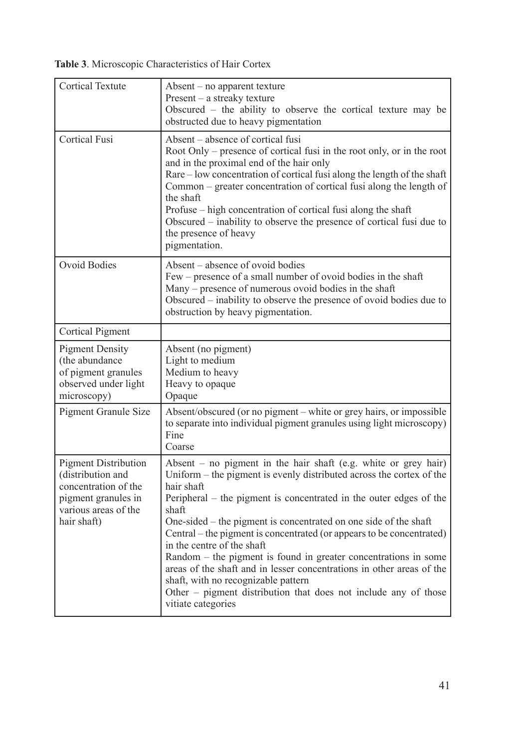**Table 3**. Microscopic Characteristics of Hair Cortex

| | |
|---|---|
| Cortical Textute | Absent – no apparent texture<br>Present – a streaky texture<br>Obscured – the ability to observe the cortical texture may be obstructed due to heavy pigmentation |
| Cortical Fusi | Absent – absence of cortical fusi<br>Root Only – presence of cortical fusi in the root only, or in the root and in the proximal end of the hair only<br>Rare – low concentration of cortical fusi along the length of the shaft<br>Common – greater concentration of cortical fusi along the length of the shaft<br>Profuse – high concentration of cortical fusi along the shaft<br>Obscured – inability to observe the presence of cortical fusi due to the presence of heavy pigmentation. |
| Ovoid Bodies | Absent – absence of ovoid bodies<br>Few – presence of a small number of ovoid bodies in the shaft<br>Many – presence of numerous ovoid bodies in the shaft<br>Obscured – inability to observe the presence of ovoid bodies due to obstruction by heavy pigmentation. |
| Cortical Pigment | |
| Pigment Density (the abundance of pigment granules observed under light microscopy) | Absent (no pigment)<br>Light to medium<br>Medium to heavy<br>Heavy to opaque<br>Opaque |
| Pigment Granule Size | Absent/obscured (or no pigment – white or grey hairs, or impossible to separate into individual pigment granules using light microscopy)<br>Fine<br>Coarse |
| Pigment Distribution (distribution and concentration of the pigment granules in various areas of the hair shaft) | Absent – no pigment in the hair shaft (e.g. white or grey hair)<br>Uniform – the pigment is evenly distributed across the cortex of the hair shaft<br>Peripheral – the pigment is concentrated in the outer edges of the shaft<br>One-sided – the pigment is concentrated on one side of the shaft<br>Central – the pigment is concentrated (or appears to be concentrated) in the centre of the shaft<br>Random – the pigment is found in greater concentrations in some areas of the shaft and in lesser concentrations in other areas of the shaft, with no recognizable pattern<br>Other – pigment distribution that does not include any of those vitiate categories |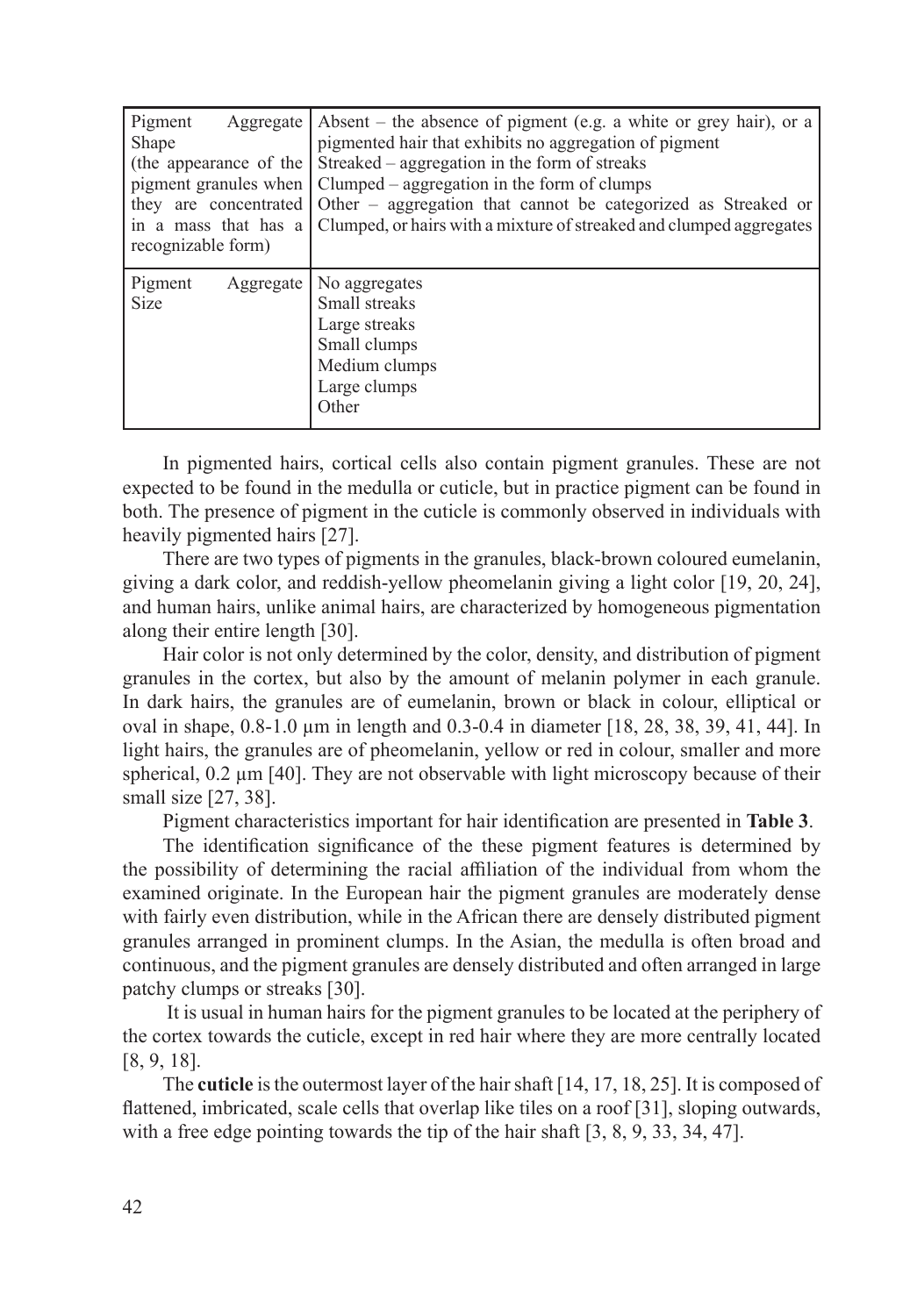| | |
|---|---|
| Pigment Aggregate Shape (the appearance of the pigment granules when they are concentrated in a mass that has a recognizable form) | Absent – the absence of pigment (e.g. a white or grey hair), or a pigmented hair that exhibits no aggregation of pigment<br>Streaked – aggregation in the form of streaks<br>Clumped – aggregation in the form of clumps<br>Other – aggregation that cannot be categorized as Streaked or Clumped, or hairs with a mixture of streaked and clumped aggregates |
| Pigment Aggregate Size | No aggregates<br>Small streaks<br>Large streaks<br>Small clumps<br>Medium clumps<br>Large clumps<br>Other |

In pigmented hairs, cortical cells also contain pigment granules. These are not expected to be found in the medulla or cuticle, but in practice pigment can be found in both. The presence of pigment in the cuticle is commonly observed in individuals with heavily pigmented hairs [27].

There are two types of pigments in the granules, black-brown coloured eumelanin, giving a dark color, and reddish-yellow pheomelanin giving a light color [19, 20, 24], and human hairs, unlike animal hairs, are characterized by homogeneous pigmentation along their entire length [30].

Hair color is not only determined by the color, density, and distribution of pigment granules in the cortex, but also by the amount of melanin polymer in each granule. In dark hairs, the granules are of eumelanin, brown or black in colour, elliptical or oval in shape, 0.8-1.0 μm in length and 0.3-0.4 in diameter [18, 28, 38, 39, 41, 44]. In light hairs, the granules are of pheomelanin, yellow or red in colour, smaller and more spherical, 0.2 μm [40]. They are not observable with light microscopy because of their small size [27, 38].

Pigment characteristics important for hair identification are presented in **Table 3**.

The identification significance of the these pigment features is determined by the possibility of determining the racial affiliation of the individual from whom the examined originate. In the European hair the pigment granules are moderately dense with fairly even distribution, while in the African there are densely distributed pigment granules arranged in prominent clumps. In the Asian, the medulla is often broad and continuous, and the pigment granules are densely distributed and often arranged in large patchy clumps or streaks [30].

It is usual in human hairs for the pigment granules to be located at the periphery of the cortex towards the cuticle, except in red hair where they are more centrally located [8, 9, 18].

The **cuticle** is the outermost layer of the hair shaft [14, 17, 18, 25]. It is composed of flattened, imbricated, scale cells that overlap like tiles on a roof [31], sloping outwards, with a free edge pointing towards the tip of the hair shaft [3, 8, 9, 33, 34, 47].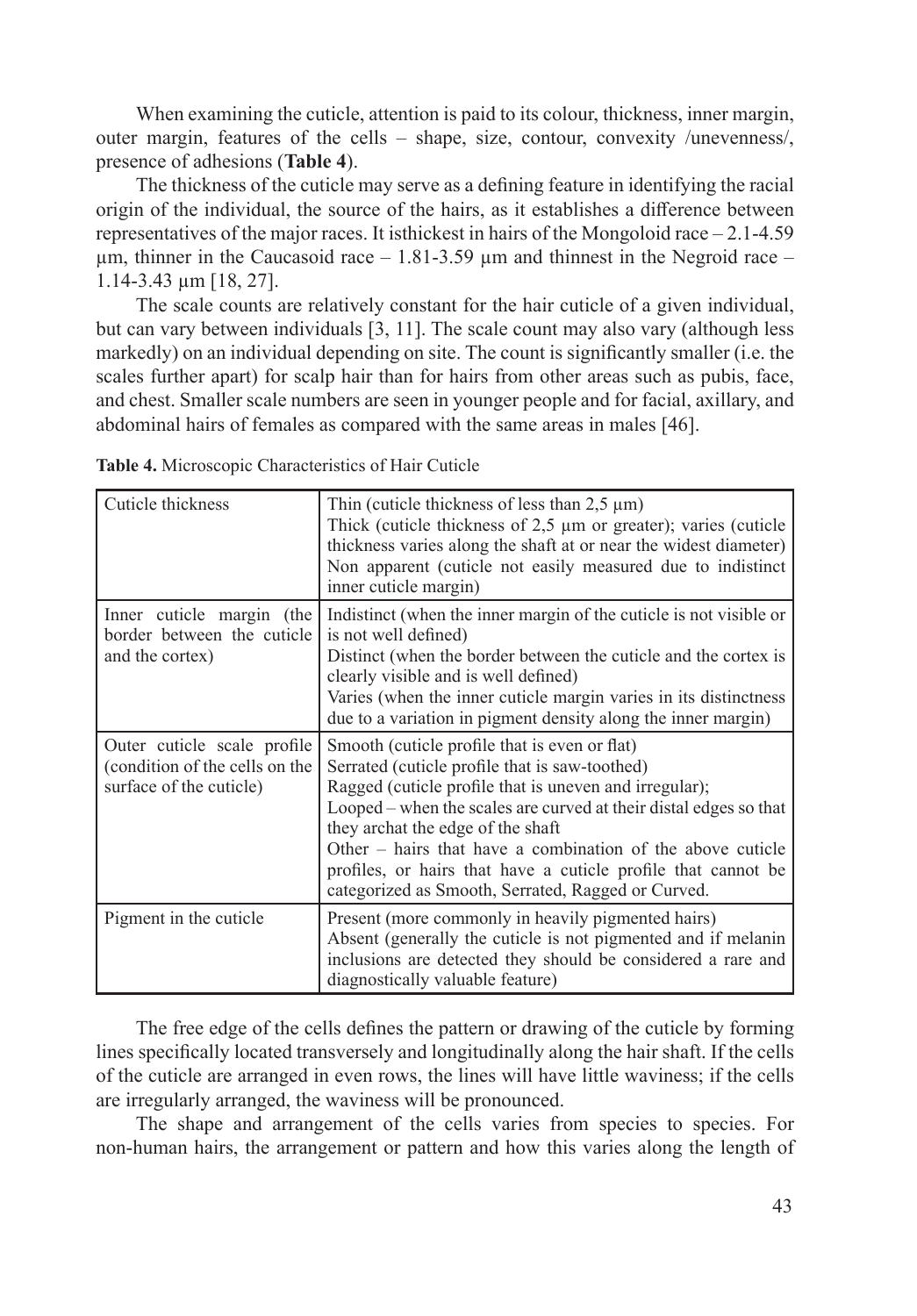When examining the cuticle, attention is paid to its colour, thickness, inner margin, outer margin, features of the cells – shape, size, contour, convexity /unevenness/, presence of adhesions (**Table 4**).

The thickness of the cuticle may serve as a defining feature in identifying the racial origin of the individual, the source of the hairs, as it establishes a difference between representatives of the major races. It isthickest in hairs of the Mongoloid race – 2.1-4.59 μm, thinner in the Caucasoid race – 1.81-3.59 μm and thinnest in the Negroid race – 1.14-3.43 μm [18, 27].

The scale counts are relatively constant for the hair cuticle of a given individual, but can vary between individuals [3, 11]. The scale count may also vary (although less markedly) on an individual depending on site. The count is significantly smaller (i.e. the scales further apart) for scalp hair than for hairs from other areas such as pubis, face, and chest. Smaller scale numbers are seen in younger people and for facial, axillary, and abdominal hairs of females as compared with the same areas in males [46].

**Table 4.** Microscopic Characteristics of Hair Cuticle

| | |
|---|---|
| Cuticle thickness | Thin (cuticle thickness of less than 2,5 μm)<br>Thick (cuticle thickness of 2,5 μm or greater); varies (cuticle thickness varies along the shaft at or near the widest diameter)<br>Non apparent (cuticle not easily measured due to indistinct inner cuticle margin) |
| Inner cuticle margin (the border between the cuticle and the cortex) | Indistinct (when the inner margin of the cuticle is not visible or is not well defined)<br>Distinct (when the border between the cuticle and the cortex is clearly visible and is well defined)<br>Varies (when the inner cuticle margin varies in its distinctness due to a variation in pigment density along the inner margin) |
| Outer cuticle scale profile (condition of the cells on the surface of the cuticle) | Smooth (cuticle profile that is even or flat)<br>Serrated (cuticle profile that is saw-toothed)<br>Ragged (cuticle profile that is uneven and irregular);<br>Looped – when the scales are curved at their distal edges so that they archat the edge of the shaft<br>Other – hairs that have a combination of the above cuticle profiles, or hairs that have a cuticle profile that cannot be categorized as Smooth, Serrated, Ragged or Curved. |
| Pigment in the cuticle | Present (more commonly in heavily pigmented hairs)<br>Absent (generally the cuticle is not pigmented and if melanin inclusions are detected they should be considered a rare and diagnostically valuable feature) |

The free edge of the cells defines the pattern or drawing of the cuticle by forming lines specifically located transversely and longitudinally along the hair shaft. If the cells of the cuticle are arranged in even rows, the lines will have little waviness; if the cells are irregularly arranged, the waviness will be pronounced.

The shape and arrangement of the cells varies from species to species. For non-human hairs, the arrangement or pattern and how this varies along the length of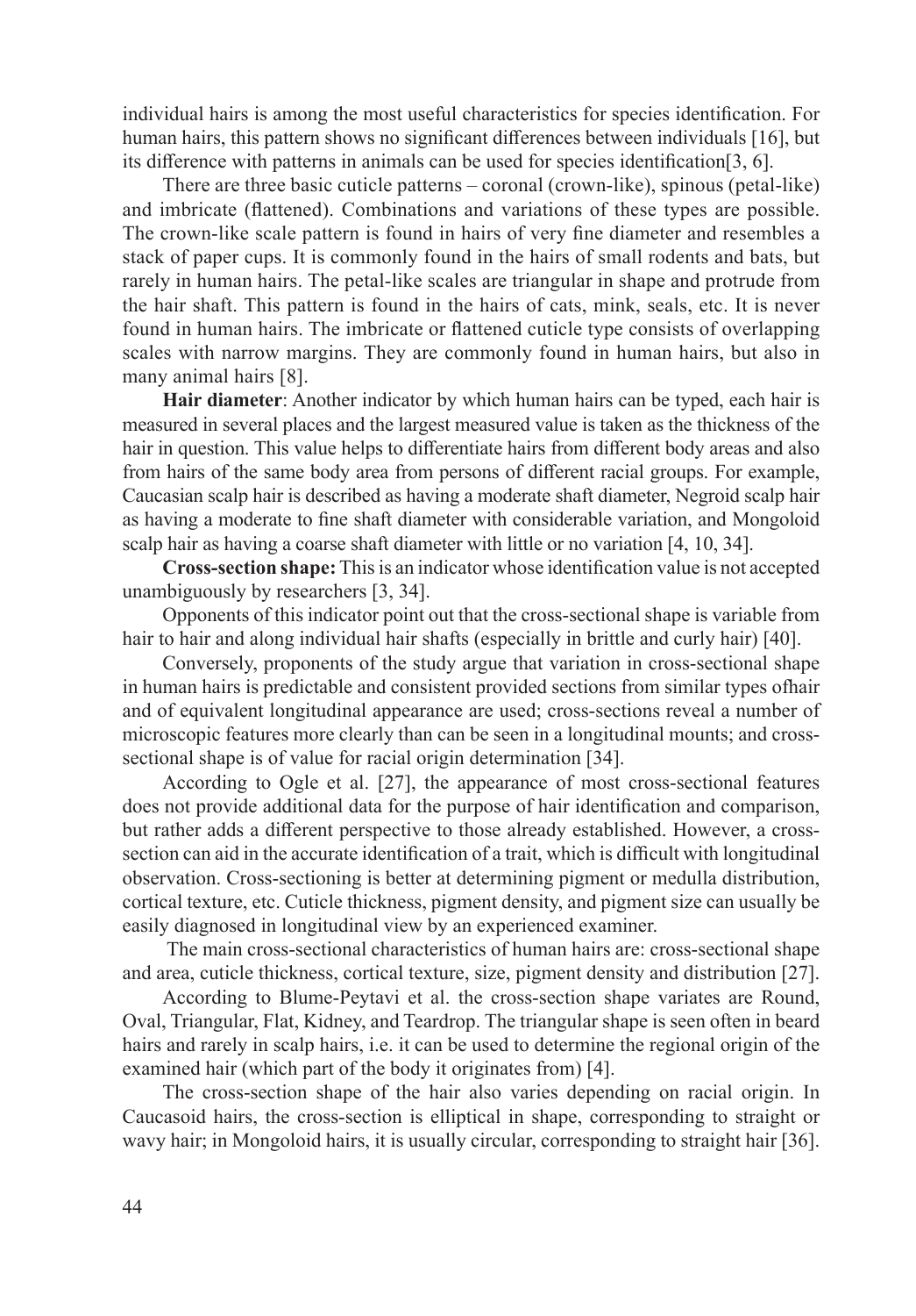individual hairs is among the most useful characteristics for species identification. For human hairs, this pattern shows no significant differences between individuals [16], but its difference with patterns in animals can be used for species identification[3, 6].

There are three basic cuticle patterns – coronal (crown-like), spinous (petal-like) and imbricate (flattened). Combinations and variations of these types are possible. The crown-like scale pattern is found in hairs of very fine diameter and resembles a stack of paper cups. It is commonly found in the hairs of small rodents and bats, but rarely in human hairs. The petal-like scales are triangular in shape and protrude from the hair shaft. This pattern is found in the hairs of cats, mink, seals, etc. It is never found in human hairs. The imbricate or flattened cuticle type consists of overlapping scales with narrow margins. They are commonly found in human hairs, but also in many animal hairs [8].

**Hair diameter**: Another indicator by which human hairs can be typed, each hair is measured in several places and the largest measured value is taken as the thickness of the hair in question. This value helps to differentiate hairs from different body areas and also from hairs of the same body area from persons of different racial groups. For example, Caucasian scalp hair is described as having a moderate shaft diameter, Negroid scalp hair as having a moderate to fine shaft diameter with considerable variation, and Mongoloid scalp hair as having a coarse shaft diameter with little or no variation [4, 10, 34].

**Cross-section shape:** This is an indicator whose identification value is not accepted unambiguously by researchers [3, 34].

Opponents of this indicator point out that the cross-sectional shape is variable from hair to hair and along individual hair shafts (especially in brittle and curly hair) [40].

Conversely, proponents of the study argue that variation in cross-sectional shape in human hairs is predictable and consistent provided sections from similar types ofhair and of equivalent longitudinal appearance are used; cross-sections reveal a number of microscopic features more clearly than can be seen in a longitudinal mounts; and cross-sectional shape is of value for racial origin determination [34].

According to Ogle et al. [27], the appearance of most cross-sectional features does not provide additional data for the purpose of hair identification and comparison, but rather adds a different perspective to those already established. However, a cross-section can aid in the accurate identification of a trait, which is difficult with longitudinal observation. Cross-sectioning is better at determining pigment or medulla distribution, cortical texture, etc. Cuticle thickness, pigment density, and pigment size can usually be easily diagnosed in longitudinal view by an experienced examiner.

The main cross-sectional characteristics of human hairs are: cross-sectional shape and area, cuticle thickness, cortical texture, size, pigment density and distribution [27].

According to Blume-Peytavi et al. the cross-section shape variates are Round, Oval, Triangular, Flat, Kidney, and Teardrop. The triangular shape is seen often in beard hairs and rarely in scalp hairs, i.e. it can be used to determine the regional origin of the examined hair (which part of the body it originates from) [4].

The cross-section shape of the hair also varies depending on racial origin. In Caucasoid hairs, the cross-section is elliptical in shape, corresponding to straight or wavy hair; in Mongoloid hairs, it is usually circular, corresponding to straight hair [36].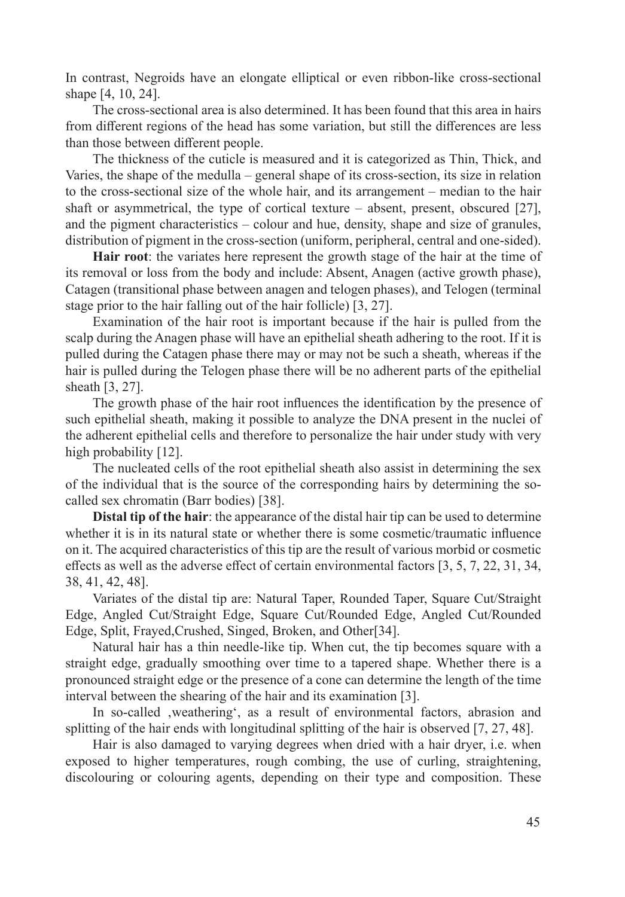In contrast, Negroids have an elongate elliptical or even ribbon-like cross-sectional shape [4, 10, 24].

The cross-sectional area is also determined. It has been found that this area in hairs from different regions of the head has some variation, but still the differences are less than those between different people.

The thickness of the cuticle is measured and it is categorized as Thin, Thick, and Varies, the shape of the medulla – general shape of its cross-section, its size in relation to the cross-sectional size of the whole hair, and its arrangement – median to the hair shaft or asymmetrical, the type of cortical texture – absent, present, obscured [27], and the pigment characteristics – colour and hue, density, shape and size of granules, distribution of pigment in the cross-section (uniform, peripheral, central and one-sided).

**Hair root**: the variates here represent the growth stage of the hair at the time of its removal or loss from the body and include: Absent, Anagen (active growth phase), Catagen (transitional phase between anagen and telogen phases), and Telogen (terminal stage prior to the hair falling out of the hair follicle) [3, 27].

Examination of the hair root is important because if the hair is pulled from the scalp during the Anagen phase will have an epithelial sheath adhering to the root. If it is pulled during the Catagen phase there may or may not be such a sheath, whereas if the hair is pulled during the Telogen phase there will be no adherent parts of the epithelial sheath [3, 27].

The growth phase of the hair root influences the identification by the presence of such epithelial sheath, making it possible to analyze the DNA present in the nuclei of the adherent epithelial cells and therefore to personalize the hair under study with very high probability [12].

The nucleated cells of the root epithelial sheath also assist in determining the sex of the individual that is the source of the corresponding hairs by determining the so-called sex chromatin (Barr bodies) [38].

**Distal tip of the hair**: the appearance of the distal hair tip can be used to determine whether it is in its natural state or whether there is some cosmetic/traumatic influence on it. The acquired characteristics of this tip are the result of various morbid or cosmetic effects as well as the adverse effect of certain environmental factors [3, 5, 7, 22, 31, 34, 38, 41, 42, 48].

Variates of the distal tip are: Natural Taper, Rounded Taper, Square Cut/Straight Edge, Angled Cut/Straight Edge, Square Cut/Rounded Edge, Angled Cut/Rounded Edge, Split, Frayed,Crushed, Singed, Broken, and Other[34].

Natural hair has a thin needle-like tip. When cut, the tip becomes square with a straight edge, gradually smoothing over time to a tapered shape. Whether there is a pronounced straight edge or the presence of a cone can determine the length of the time interval between the shearing of the hair and its examination [3].

In so-called ‚weathering‘, as a result of environmental factors, abrasion and splitting of the hair ends with longitudinal splitting of the hair is observed [7, 27, 48].

Hair is also damaged to varying degrees when dried with a hair dryer, i.e. when exposed to higher temperatures, rough combing, the use of curling, straightening, discolouring or colouring agents, depending on their type and composition. These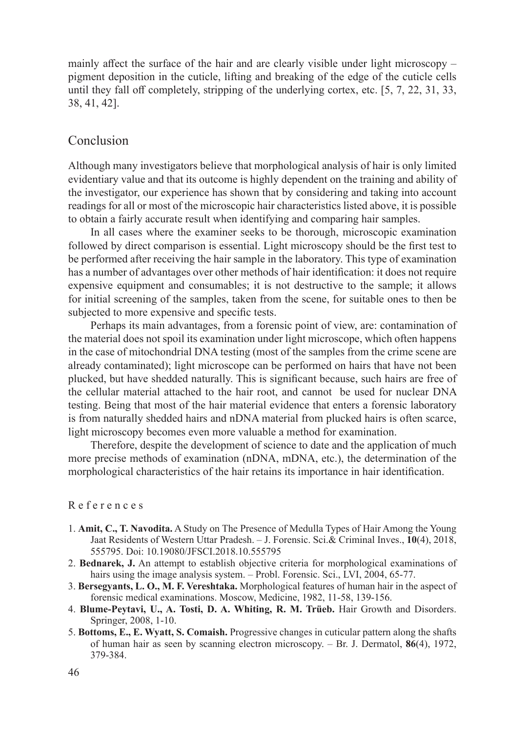mainly affect the surface of the hair and are clearly visible under light microscopy – pigment deposition in the cuticle, lifting and breaking of the edge of the cuticle cells until they fall off completely, stripping of the underlying cortex, etc. [5, 7, 22, 31, 33, 38, 41, 42].

## Conclusion

Although many investigators believe that morphological analysis of hair is only limited evidentiary value and that its outcome is highly dependent on the training and ability of the investigator, our experience has shown that by considering and taking into account readings for all or most of the microscopic hair characteristics listed above, it is possible to obtain a fairly accurate result when identifying and comparing hair samples.

In all cases where the examiner seeks to be thorough, microscopic examination followed by direct comparison is essential. Light microscopy should be the first test to be performed after receiving the hair sample in the laboratory. This type of examination has a number of advantages over other methods of hair identification: it does not require expensive equipment and consumables; it is not destructive to the sample; it allows for initial screening of the samples, taken from the scene, for suitable ones to then be subjected to more expensive and specific tests.

Perhaps its main advantages, from a forensic point of view, are: contamination of the material does not spoil its examination under light microscope, which often happens in the case of mitochondrial DNA testing (most of the samples from the crime scene are already contaminated); light microscope can be performed on hairs that have not been plucked, but have shedded naturally. This is significant because, such hairs are free of the cellular material attached to the hair root, and cannot be used for nuclear DNA testing. Being that most of the hair material evidence that enters a forensic laboratory is from naturally shedded hairs and nDNA material from plucked hairs is often scarce, light microscopy becomes even more valuable a method for examination.

Therefore, despite the development of science to date and the application of much more precise methods of examination (nDNA, mDNA, etc.), the determination of the morphological characteristics of the hair retains its importance in hair identification.

### References

1. **Amit, C., T. Navodita.** A Study on The Presence of Medulla Types of Hair Among the Young Jaat Residents of Western Uttar Pradesh. – J. Forensic. Sci.& Criminal Inves., **10**(4), 2018, 555795. Doi: 10.19080/JFSCI.2018.10.555795
2. **Bednarek, J.** An attempt to establish objective criteria for morphological examinations of hairs using the image analysis system. – Probl. Forensic. Sci., LVI, 2004, 65-77.
3. **Bersegyants, L. O., M. F. Vereshtaka.** Morphological features of human hair in the aspect of forensic medical examinations. Moscow, Medicine, 1982, 11-58, 139-156.
4. **Blume-Peytavi, U., A. Tosti, D. A. Whiting, R. M. Trüeb.** Hair Growth and Disorders. Springer, 2008, 1-10.
5. **Bottoms, E., E. Wyatt, S. Comaish.** Progressive changes in cuticular pattern along the shafts of human hair as seen by scanning electron microscopy. – Br. J. Dermatol, **86**(4), 1972, 379-384.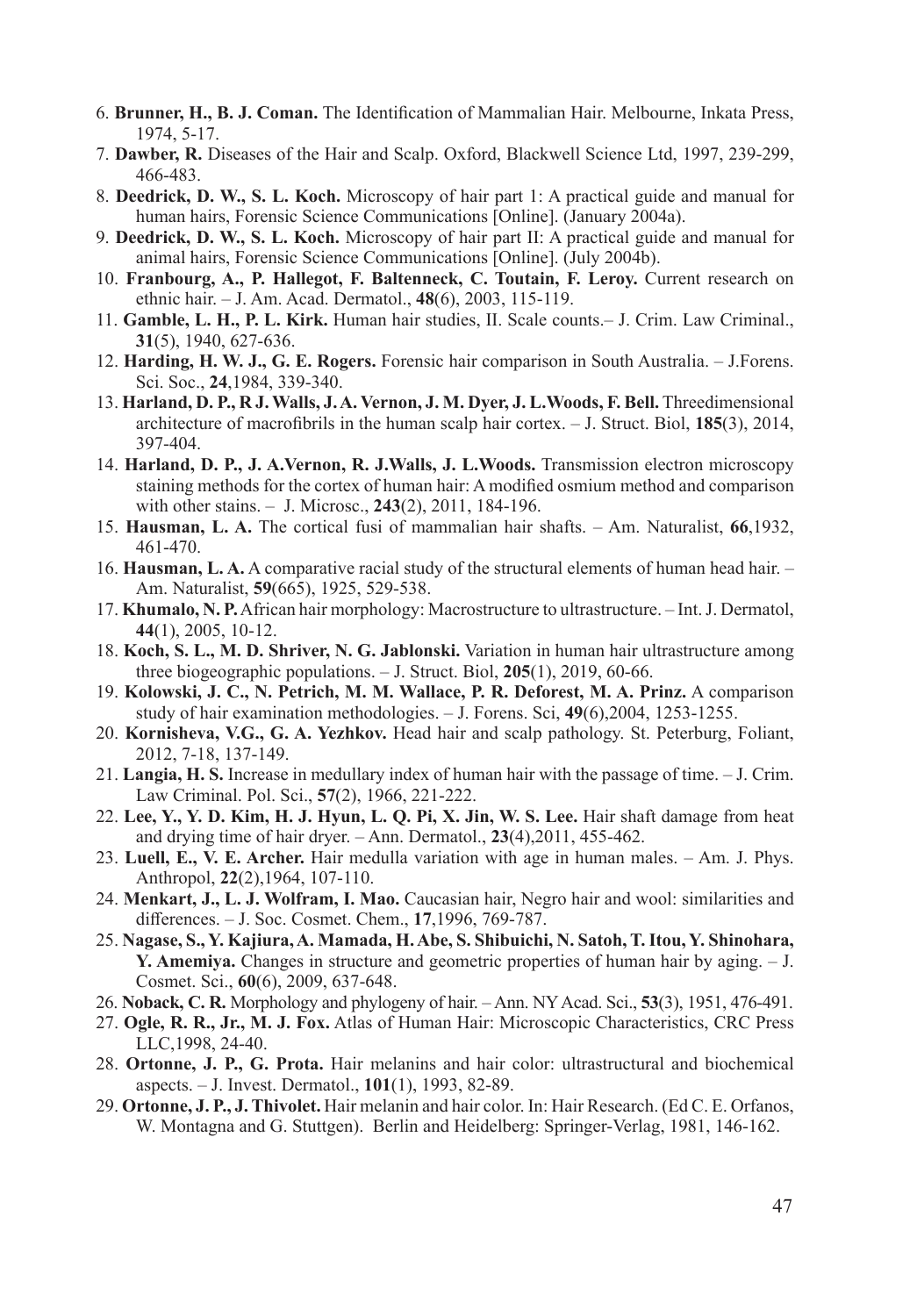6. **Brunner, H., B. J. Coman.** The Identification of Mammalian Hair. Melbourne, Inkata Press, 1974, 5-17.
7. **Dawber, R.** Diseases of the Hair and Scalp. Oxford, Blackwell Science Ltd, 1997, 239-299, 466-483.
8. **Deedrick, D. W., S. L. Koch.** Microscopy of hair part 1: A practical guide and manual for human hairs, Forensic Science Communications [Online]. (January 2004a).
9. **Deedrick, D. W., S. L. Koch.** Microscopy of hair part II: A practical guide and manual for animal hairs, Forensic Science Communications [Online]. (July 2004b).
10. **Franbourg, A., P. Hallegot, F. Baltenneck, C. Toutain, F. Leroy.** Current research on ethnic hair. – J. Am. Acad. Dermatol., **48**(6), 2003, 115-119.
11. **Gamble, L. H., P. L. Kirk.** Human hair studies, II. Scale counts.– J. Crim. Law Criminal., **31**(5), 1940, 627-636.
12. **Harding, H. W. J., G. E. Rogers.** Forensic hair comparison in South Australia. – J.Forens. Sci. Soc., **24**,1984, 339-340.
13. **Harland, D. P., R J. Walls, J. A. Vernon, J. M. Dyer, J. L.Woods, F. Bell.** Threedimensional architecture of macrofibrils in the human scalp hair cortex. – J. Struct. Biol, **185**(3), 2014, 397-404.
14. **Harland, D. P., J. A.Vernon, R. J.Walls, J. L.Woods.** Transmission electron microscopy staining methods for the cortex of human hair: A modified osmium method and comparison with other stains. – J. Microsc., **243**(2), 2011, 184-196.
15. **Hausman, L. A.** The cortical fusi of mammalian hair shafts. – Am. Naturalist, **66**,1932, 461-470.
16. **Hausman, L. A.** A comparative racial study of the structural elements of human head hair. – Am. Naturalist, **59**(665), 1925, 529-538.
17. **Khumalo, N. P.** African hair morphology: Macrostructure to ultrastructure. – Int. J. Dermatol, **44**(1), 2005, 10-12.
18. **Koch, S. L., M. D. Shriver, N. G. Jablonski.** Variation in human hair ultrastructure among three biogeographic populations. – J. Struct. Biol, **205**(1), 2019, 60-66.
19. **Kolowski, J. C., N. Petrich, M. M. Wallace, P. R. Deforest, M. A. Prinz.** A comparison study of hair examination methodologies. – J. Forens. Sci, **49**(6),2004, 1253-1255.
20. **Kornisheva, V.G., G. A. Yezhkov.** Head hair and scalp pathology. St. Peterburg, Foliant, 2012, 7-18, 137-149.
21. **Langia, H. S.** Increase in medullary index of human hair with the passage of time. – J. Crim. Law Criminal. Pol. Sci., **57**(2), 1966, 221-222.
22. **Lee, Y., Y. D. Kim, H. J. Hyun, L. Q. Pi, X. Jin, W. S. Lee.** Hair shaft damage from heat and drying time of hair dryer. – Ann. Dermatol., **23**(4),2011, 455-462.
23. **Luell, E., V. E. Archer.** Hair medulla variation with age in human males. – Am. J. Phys. Anthropol, **22**(2),1964, 107-110.
24. **Menkart, J., L. J. Wolfram, I. Mao.** Caucasian hair, Negro hair and wool: similarities and differences. – J. Soc. Cosmet. Chem., **17**,1996, 769-787.
25. **Nagase, S., Y. Kajiura, A. Mamada, H. Abe, S. Shibuichi, N. Satoh, T. Itou, Y. Shinohara, Y. Amemiya.** Changes in structure and geometric properties of human hair by aging. – J. Cosmet. Sci., **60**(6), 2009, 637-648.
26. **Noback, C. R.** Morphology and phylogeny of hair. – Ann. NY Acad. Sci., **53**(3), 1951, 476-491.
27. **Ogle, R. R., Jr., M. J. Fox.** Atlas of Human Hair: Microscopic Characteristics, CRC Press LLC,1998, 24-40.
28. **Ortonne, J. P., G. Prota.** Hair melanins and hair color: ultrastructural and biochemical aspects. – J. Invest. Dermatol., **101**(1), 1993, 82-89.
29. **Ortonne, J. P., J. Thivolet.** Hair melanin and hair color. In: Hair Research. (Ed C. E. Orfanos, W. Montagna and G. Stuttgen). Berlin and Heidelberg: Springer-Verlag, 1981, 146-162.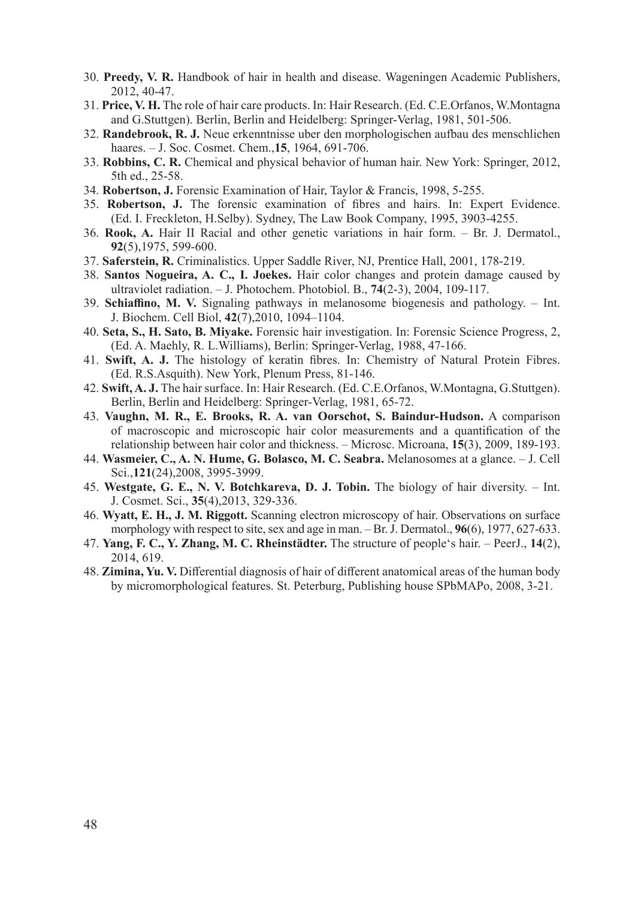30. **Preedy, V. R.** Handbook of hair in health and disease. Wageningen Academic Publishers, 2012, 40-47.
31. **Price, V. H.** The role of hair care products. In: Hair Research. (Ed. C.E.Orfanos, W.Montagna and G.Stuttgen). Berlin, Berlin and Heidelberg: Springer-Verlag, 1981, 501-506.
32. **Randebrook, R. J.** Neue erkenntnisse uber den morphologischen aufbau des menschlichen haares. – J. Soc. Cosmet. Chem.,**15**, 1964, 691-706.
33. **Robbins, C. R.** Chemical and physical behavior of human hair. New York: Springer, 2012, 5th ed., 25-58.
34. **Robertson, J.** Forensic Examination of Hair, Taylor & Francis, 1998, 5-255.
35. **Robertson, J.** The forensic examination of fibres and hairs. In: Expert Evidence. (Ed. I. Freckleton, H.Selby). Sydney, The Law Book Company, 1995, 3903-4255.
36. **Rook, A.** Hair II Racial and other genetic variations in hair form. – Br. J. Dermatol., **92**(5),1975, 599-600.
37. **Saferstein, R.** Criminalistics. Upper Saddle River, NJ, Prentice Hall, 2001, 178-219.
38. **Santos Nogueira, A. C., I. Joekes.** Hair color changes and protein damage caused by ultraviolet radiation. – J. Photochem. Photobiol. B., **74**(2-3), 2004, 109-117.
39. **Schiaffino, M. V.** Signaling pathways in melanosome biogenesis and pathology. – Int. J. Biochem. Cell Biol, **42**(7),2010, 1094–1104.
40. **Seta, S., H. Sato, B. Miyake.** Forensic hair investigation. In: Forensic Science Progress, 2, (Ed. A. Maehly, R. L.Williams), Berlin: Springer-Verlag, 1988, 47-166.
41. **Swift, A. J.** The histology of keratin fibres. In: Chemistry of Natural Protein Fibres. (Ed. R.S.Asquith). New York, Plenum Press, 81-146.
42. **Swift, A. J.** The hair surface. In: Hair Research. (Ed. C.E.Orfanos, W.Montagna, G.Stuttgen). Berlin, Berlin and Heidelberg: Springer-Verlag, 1981, 65-72.
43. **Vaughn, M. R., E. Brooks, R. A. van Oorschot, S. Baindur-Hudson.** A comparison of macroscopic and microscopic hair color measurements and a quantification of the relationship between hair color and thickness. – Microsc. Microana, **15**(3), 2009, 189-193.
44. **Wasmeier, C., A. N. Hume, G. Bolasco, M. C. Seabra.** Melanosomes at a glance. – J. Cell Sci.,**121**(24),2008, 3995-3999.
45. **Westgate, G. E., N. V. Botchkareva, D. J. Tobin.** The biology of hair diversity. – Int. J. Cosmet. Sci., **35**(4),2013, 329-336.
46. **Wyatt, E. H., J. M. Riggott.** Scanning electron microscopy of hair. Observations on surface morphology with respect to site, sex and age in man. – Br. J. Dermatol., **96**(6), 1977, 627-633.
47. **Yang, F. C., Y. Zhang, M. C. Rheinstädter.** The structure of people's hair. – PeerJ., **14**(2), 2014, 619.
48. **Zimina, Yu. V.** Differential diagnosis of hair of different anatomical areas of the human body by micromorphological features. St. Peterburg, Publishing house SPbMAPo, 2008, 3-21.